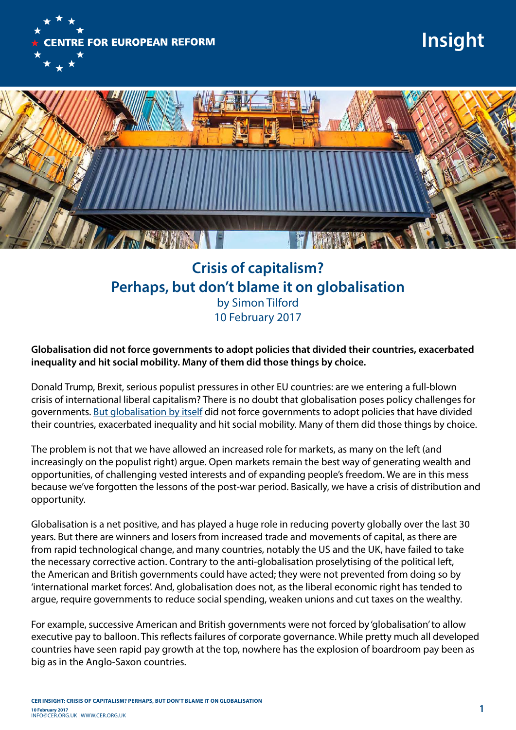CENTRE FOR EUROPEAN REFORM

Insight

# Crisis of capitalism? Perhaps, but don't blame it on globalisation

by Simon Tilford
10 February 2017

**Globalisation did not force governments to adopt policies that divided their countries, exacerbated inequality and hit social mobility. Many of them did those things by choice.**

Donald Trump, Brexit, serious populist pressures in other EU countries: are we entering a full-blown crisis of international liberal capitalism? There is no doubt that globalisation poses policy challenges for governments. But globalisation by itself did not force governments to adopt policies that have divided their countries, exacerbated inequality and hit social mobility. Many of them did those things by choice.

The problem is not that we have allowed an increased role for markets, as many on the left (and increasingly on the populist right) argue. Open markets remain the best way of generating wealth and opportunities, of challenging vested interests and of expanding people's freedom. We are in this mess because we've forgotten the lessons of the post-war period. Basically, we have a crisis of distribution and opportunity.

Globalisation is a net positive, and has played a huge role in reducing poverty globally over the last 30 years. But there are winners and losers from increased trade and movements of capital, as there are from rapid technological change, and many countries, notably the US and the UK, have failed to take the necessary corrective action. Contrary to the anti-globalisation proselytising of the political left, the American and British governments could have acted; they were not prevented from doing so by 'international market forces'. And, globalisation does not, as the liberal economic right has tended to argue, require governments to reduce social spending, weaken unions and cut taxes on the wealthy.

For example, successive American and British governments were not forced by 'globalisation' to allow executive pay to balloon. This reflects failures of corporate governance. While pretty much all developed countries have seen rapid pay growth at the top, nowhere has the explosion of boardroom pay been as big as in the Anglo-Saxon countries.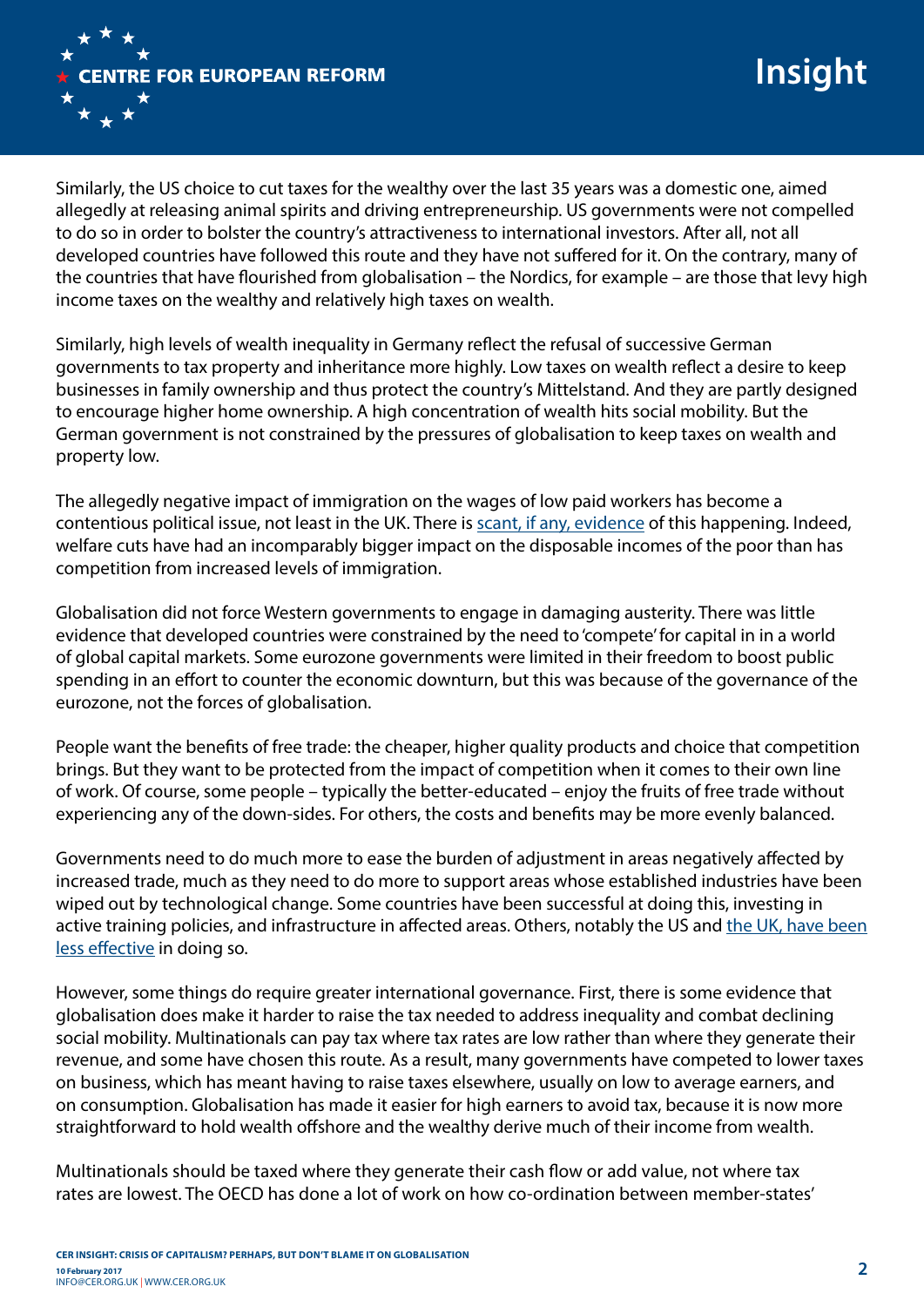Similarly, the US choice to cut taxes for the wealthy over the last 35 years was a domestic one, aimed allegedly at releasing animal spirits and driving entrepreneurship. US governments were not compelled to do so in order to bolster the country's attractiveness to international investors. After all, not all developed countries have followed this route and they have not suffered for it. On the contrary, many of the countries that have flourished from globalisation – the Nordics, for example – are those that levy high income taxes on the wealthy and relatively high taxes on wealth.

Similarly, high levels of wealth inequality in Germany reflect the refusal of successive German governments to tax property and inheritance more highly. Low taxes on wealth reflect a desire to keep businesses in family ownership and thus protect the country's Mittelstand. And they are partly designed to encourage higher home ownership. A high concentration of wealth hits social mobility. But the German government is not constrained by the pressures of globalisation to keep taxes on wealth and property low.

The allegedly negative impact of immigration on the wages of low paid workers has become a contentious political issue, not least in the UK. There is scant, if any, evidence of this happening. Indeed, welfare cuts have had an incomparably bigger impact on the disposable incomes of the poor than has competition from increased levels of immigration.

Globalisation did not force Western governments to engage in damaging austerity. There was little evidence that developed countries were constrained by the need to 'compete' for capital in in a world of global capital markets. Some eurozone governments were limited in their freedom to boost public spending in an effort to counter the economic downturn, but this was because of the governance of the eurozone, not the forces of globalisation.

People want the benefits of free trade: the cheaper, higher quality products and choice that competition brings. But they want to be protected from the impact of competition when it comes to their own line of work. Of course, some people – typically the better-educated – enjoy the fruits of free trade without experiencing any of the down-sides. For others, the costs and benefits may be more evenly balanced.

Governments need to do much more to ease the burden of adjustment in areas negatively affected by increased trade, much as they need to do more to support areas whose established industries have been wiped out by technological change. Some countries have been successful at doing this, investing in active training policies, and infrastructure in affected areas. Others, notably the US and the UK, have been less effective in doing so.

However, some things do require greater international governance. First, there is some evidence that globalisation does make it harder to raise the tax needed to address inequality and combat declining social mobility. Multinationals can pay tax where tax rates are low rather than where they generate their revenue, and some have chosen this route. As a result, many governments have competed to lower taxes on business, which has meant having to raise taxes elsewhere, usually on low to average earners, and on consumption. Globalisation has made it easier for high earners to avoid tax, because it is now more straightforward to hold wealth offshore and the wealthy derive much of their income from wealth.

Multinationals should be taxed where they generate their cash flow or add value, not where tax rates are lowest. The OECD has done a lot of work on how co-ordination between member-states'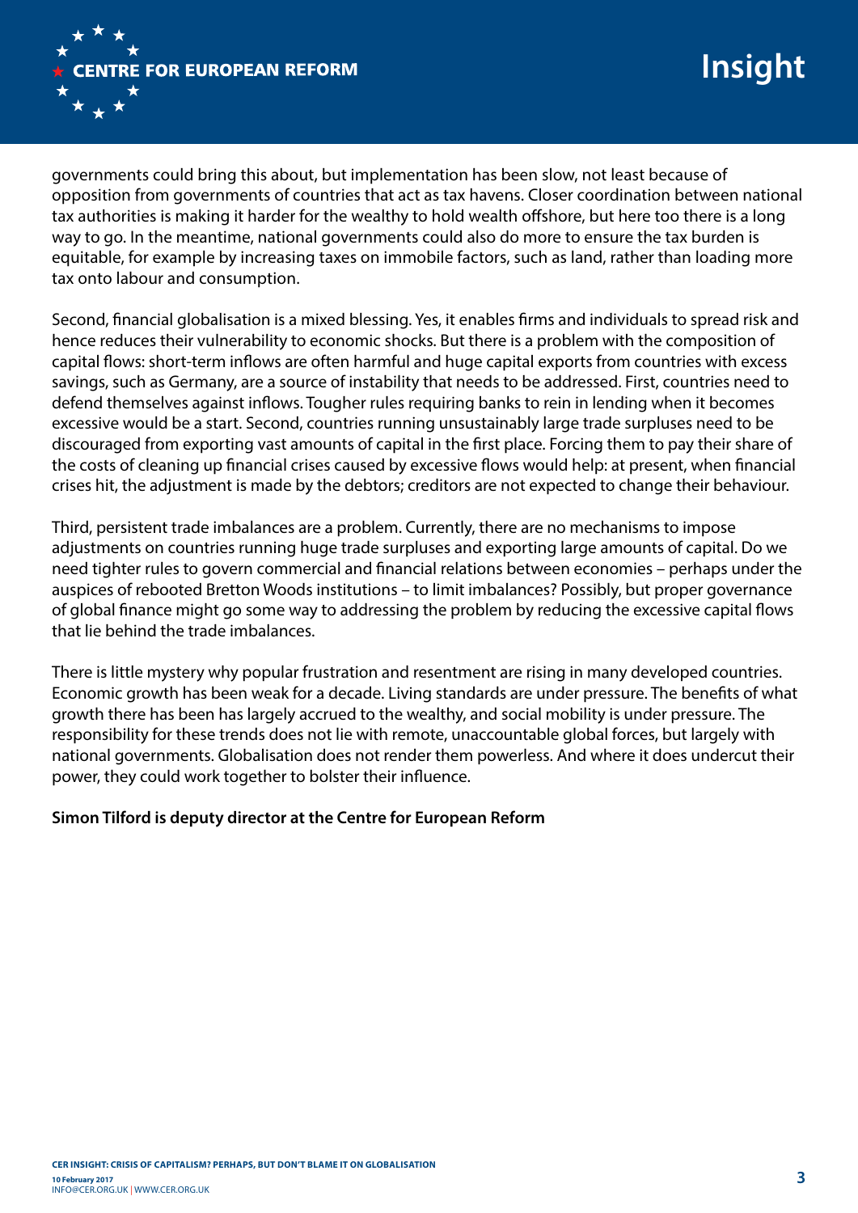governments could bring this about, but implementation has been slow, not least because of opposition from governments of countries that act as tax havens. Closer coordination between national tax authorities is making it harder for the wealthy to hold wealth offshore, but here too there is a long way to go. In the meantime, national governments could also do more to ensure the tax burden is equitable, for example by increasing taxes on immobile factors, such as land, rather than loading more tax onto labour and consumption.

Second, financial globalisation is a mixed blessing. Yes, it enables firms and individuals to spread risk and hence reduces their vulnerability to economic shocks. But there is a problem with the composition of capital flows: short-term inflows are often harmful and huge capital exports from countries with excess savings, such as Germany, are a source of instability that needs to be addressed. First, countries need to defend themselves against inflows. Tougher rules requiring banks to rein in lending when it becomes excessive would be a start. Second, countries running unsustainably large trade surpluses need to be discouraged from exporting vast amounts of capital in the first place. Forcing them to pay their share of the costs of cleaning up financial crises caused by excessive flows would help: at present, when financial crises hit, the adjustment is made by the debtors; creditors are not expected to change their behaviour.

Third, persistent trade imbalances are a problem. Currently, there are no mechanisms to impose adjustments on countries running huge trade surpluses and exporting large amounts of capital. Do we need tighter rules to govern commercial and financial relations between economies – perhaps under the auspices of rebooted Bretton Woods institutions – to limit imbalances? Possibly, but proper governance of global finance might go some way to addressing the problem by reducing the excessive capital flows that lie behind the trade imbalances.

There is little mystery why popular frustration and resentment are rising in many developed countries. Economic growth has been weak for a decade. Living standards are under pressure. The benefits of what growth there has been has largely accrued to the wealthy, and social mobility is under pressure. The responsibility for these trends does not lie with remote, unaccountable global forces, but largely with national governments. Globalisation does not render them powerless. And where it does undercut their power, they could work together to bolster their influence.

**Simon Tilford is deputy director at the Centre for European Reform**